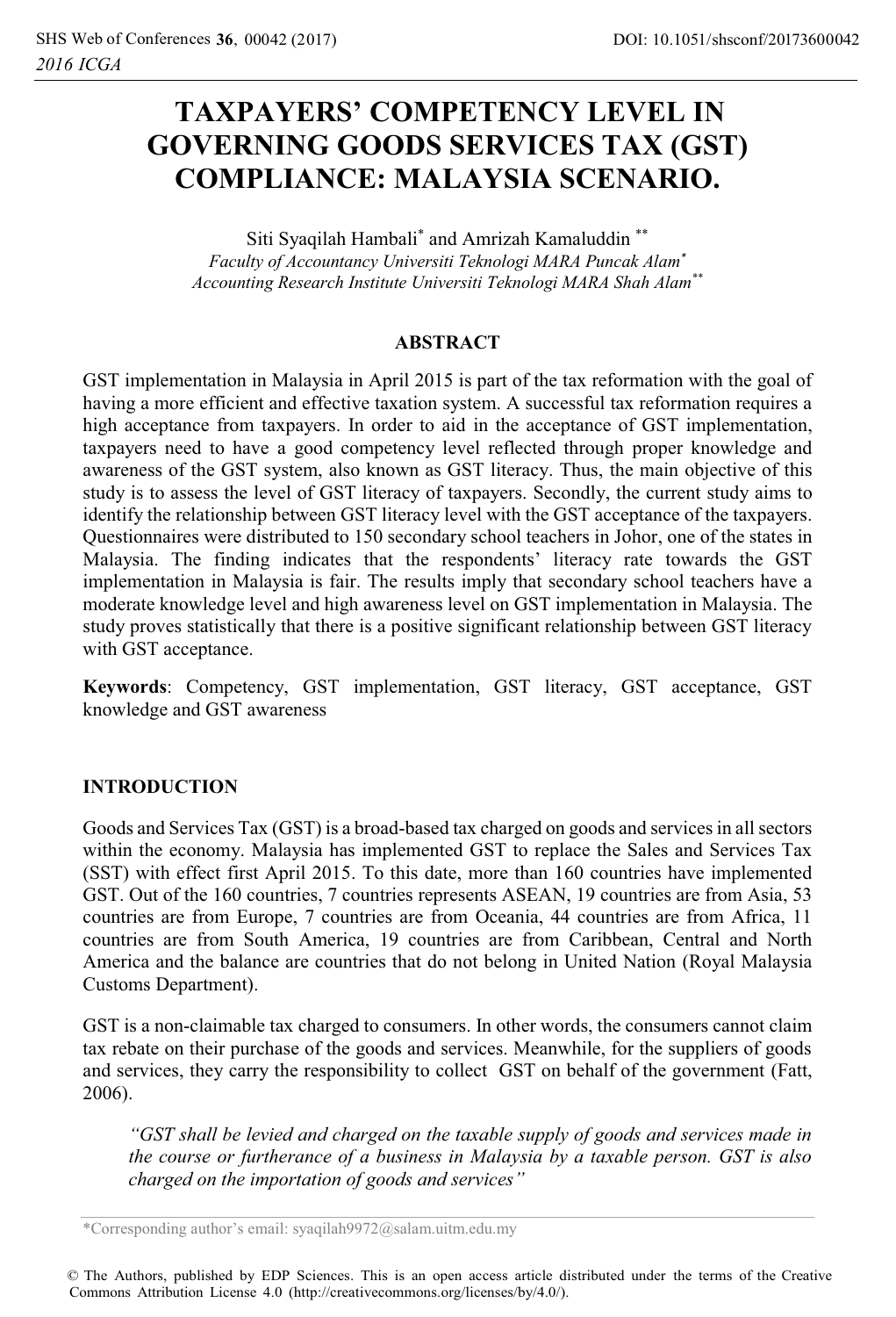# TAXPAYERS' COMPETENCY LEVEL IN GOVERNING GOODS SERVICES TAX (GST) COMPLIANCE: MALAYSIA SCENARIO.

Siti Syaqilah Hambali[*] and Amrizah Kamaluddin [**]

*Faculty of Accountancy Universiti Teknologi MARA Puncak Alam[*]*
*Accounting Research Institute Universiti Teknologi MARA Shah Alam[**]*

## ABSTRACT

GST implementation in Malaysia in April 2015 is part of the tax reformation with the goal of having a more efficient and effective taxation system. A successful tax reformation requires a high acceptance from taxpayers. In order to aid in the acceptance of GST implementation, taxpayers need to have a good competency level reflected through proper knowledge and awareness of the GST system, also known as GST literacy. Thus, the main objective of this study is to assess the level of GST literacy of taxpayers. Secondly, the current study aims to identify the relationship between GST literacy level with the GST acceptance of the taxpayers. Questionnaires were distributed to 150 secondary school teachers in Johor, one of the states in Malaysia. The finding indicates that the respondents' literacy rate towards the GST implementation in Malaysia is fair. The results imply that secondary school teachers have a moderate knowledge level and high awareness level on GST implementation in Malaysia. The study proves statistically that there is a positive significant relationship between GST literacy with GST acceptance.

**Keywords**: Competency, GST implementation, GST literacy, GST acceptance, GST knowledge and GST awareness

## INTRODUCTION

Goods and Services Tax (GST) is a broad-based tax charged on goods and services in all sectors within the economy. Malaysia has implemented GST to replace the Sales and Services Tax (SST) with effect first April 2015. To this date, more than 160 countries have implemented GST. Out of the 160 countries, 7 countries represents ASEAN, 19 countries are from Asia, 53 countries are from Europe, 7 countries are from Oceania, 44 countries are from Africa, 11 countries are from South America, 19 countries are from Caribbean, Central and North America and the balance are countries that do not belong in United Nation (Royal Malaysia Customs Department).

GST is a non-claimable tax charged to consumers. In other words, the consumers cannot claim tax rebate on their purchase of the goods and services. Meanwhile, for the suppliers of goods and services, they carry the responsibility to collect GST on behalf of the government (Fatt, 2006).

> *"GST shall be levied and charged on the taxable supply of goods and services made in the course or furtherance of a business in Malaysia by a taxable person. GST is also charged on the importation of goods and services"*

*Corresponding author's email: syaqilah9972@salam.uitm.edu.my

© The Authors, published by EDP Sciences. This is an open access article distributed under the terms of the Creative Commons Attribution License 4.0 (http://creativecommons.org/licenses/by/4.0/).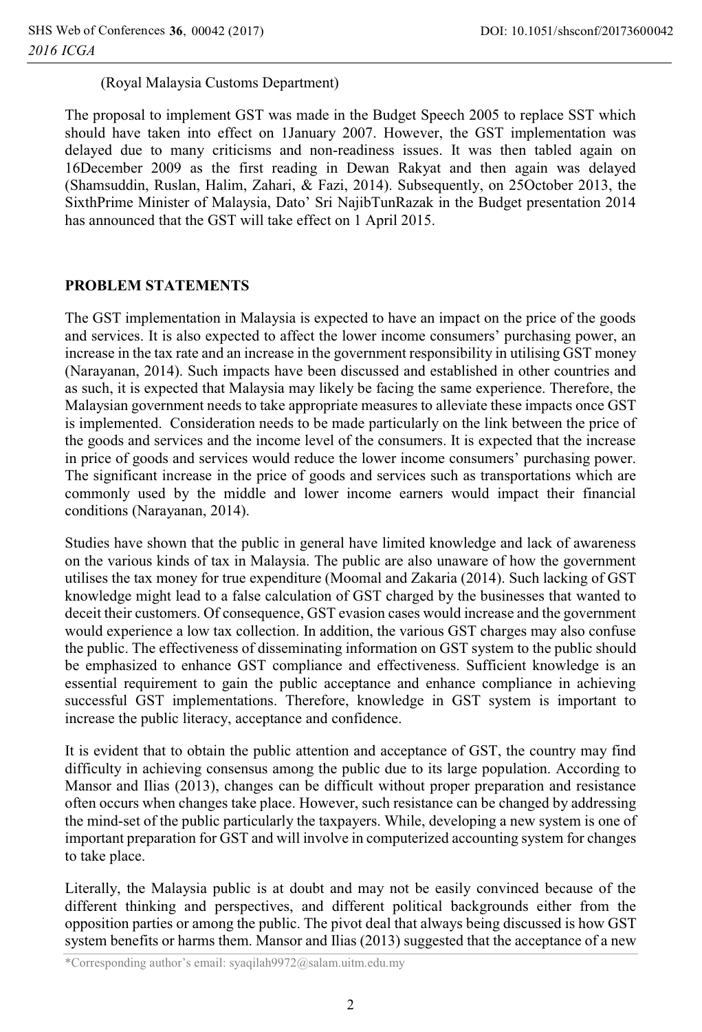(Royal Malaysia Customs Department)

The proposal to implement GST was made in the Budget Speech 2005 to replace SST which should have taken into effect on 1January 2007. However, the GST implementation was delayed due to many criticisms and non-readiness issues. It was then tabled again on 16December 2009 as the first reading in Dewan Rakyat and then again was delayed (Shamsuddin, Ruslan, Halim, Zahari, & Fazi, 2014). Subsequently, on 25October 2013, the SixthPrime Minister of Malaysia, Dato' Sri NajibTunRazak in the Budget presentation 2014 has announced that the GST will take effect on 1 April 2015.

## PROBLEM STATEMENTS

The GST implementation in Malaysia is expected to have an impact on the price of the goods and services. It is also expected to affect the lower income consumers' purchasing power, an increase in the tax rate and an increase in the government responsibility in utilising GST money (Narayanan, 2014). Such impacts have been discussed and established in other countries and as such, it is expected that Malaysia may likely be facing the same experience. Therefore, the Malaysian government needs to take appropriate measures to alleviate these impacts once GST is implemented. Consideration needs to be made particularly on the link between the price of the goods and services and the income level of the consumers. It is expected that the increase in price of goods and services would reduce the lower income consumers' purchasing power. The significant increase in the price of goods and services such as transportations which are commonly used by the middle and lower income earners would impact their financial conditions (Narayanan, 2014).

Studies have shown that the public in general have limited knowledge and lack of awareness on the various kinds of tax in Malaysia. The public are also unaware of how the government utilises the tax money for true expenditure (Moomal and Zakaria (2014). Such lacking of GST knowledge might lead to a false calculation of GST charged by the businesses that wanted to deceit their customers. Of consequence, GST evasion cases would increase and the government would experience a low tax collection. In addition, the various GST charges may also confuse the public. The effectiveness of disseminating information on GST system to the public should be emphasized to enhance GST compliance and effectiveness. Sufficient knowledge is an essential requirement to gain the public acceptance and enhance compliance in achieving successful GST implementations. Therefore, knowledge in GST system is important to increase the public literacy, acceptance and confidence.

It is evident that to obtain the public attention and acceptance of GST, the country may find difficulty in achieving consensus among the public due to its large population. According to Mansor and Ilias (2013), changes can be difficult without proper preparation and resistance often occurs when changes take place. However, such resistance can be changed by addressing the mind-set of the public particularly the taxpayers. While, developing a new system is one of important preparation for GST and will involve in computerized accounting system for changes to take place.

Literally, the Malaysia public is at doubt and may not be easily convinced because of the different thinking and perspectives, and different political backgrounds either from the opposition parties or among the public. The pivot deal that always being discussed is how GST system benefits or harms them. Mansor and Ilias (2013) suggested that the acceptance of a new

*Corresponding author's email: syaqilah9972@salam.uitm.edu.my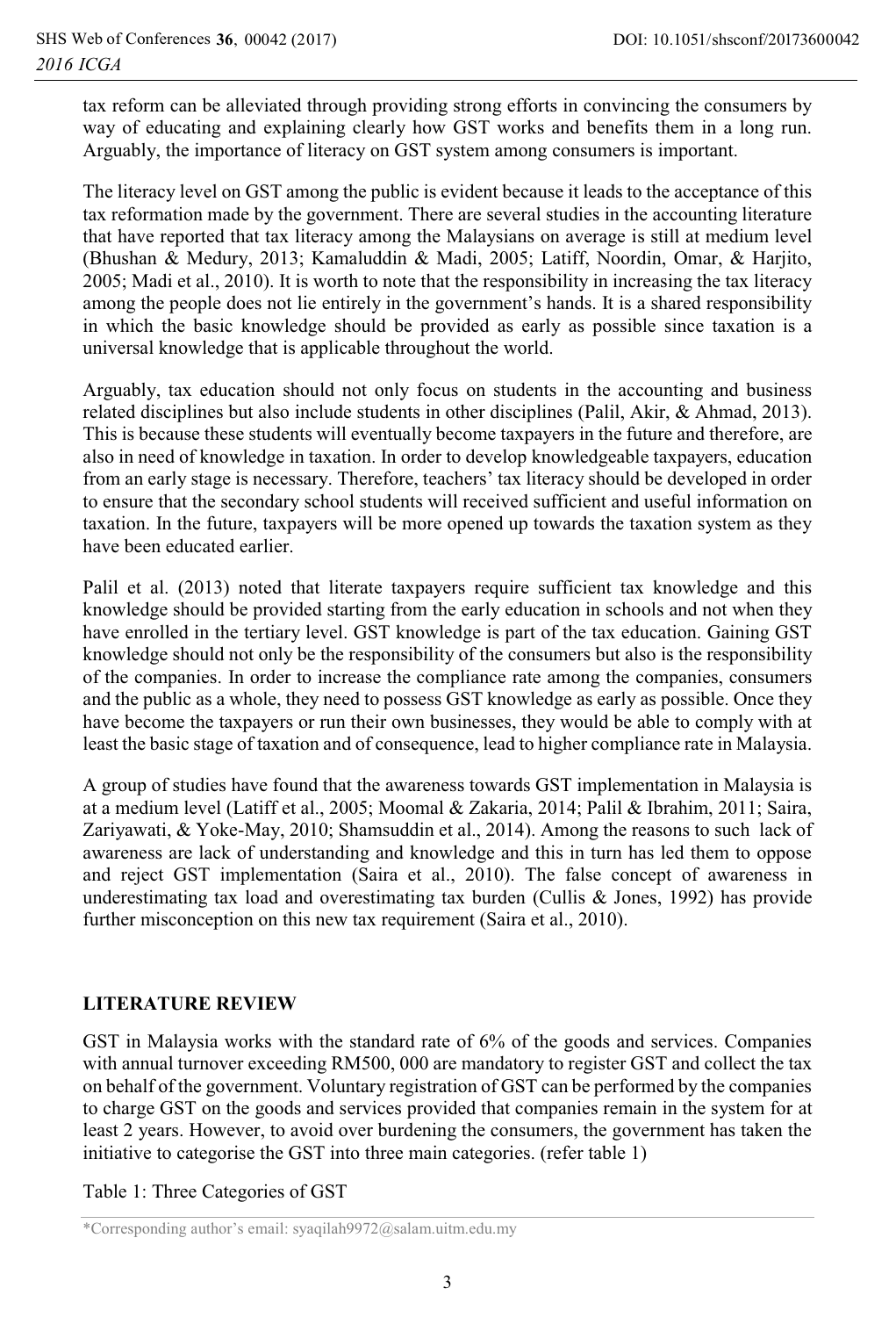tax reform can be alleviated through providing strong efforts in convincing the consumers by way of educating and explaining clearly how GST works and benefits them in a long run. Arguably, the importance of literacy on GST system among consumers is important.

The literacy level on GST among the public is evident because it leads to the acceptance of this tax reformation made by the government. There are several studies in the accounting literature that have reported that tax literacy among the Malaysians on average is still at medium level (Bhushan & Medury, 2013; Kamaluddin & Madi, 2005; Latiff, Noordin, Omar, & Harjito, 2005; Madi et al., 2010). It is worth to note that the responsibility in increasing the tax literacy among the people does not lie entirely in the government's hands. It is a shared responsibility in which the basic knowledge should be provided as early as possible since taxation is a universal knowledge that is applicable throughout the world.

Arguably, tax education should not only focus on students in the accounting and business related disciplines but also include students in other disciplines (Palil, Akir, & Ahmad, 2013). This is because these students will eventually become taxpayers in the future and therefore, are also in need of knowledge in taxation. In order to develop knowledgeable taxpayers, education from an early stage is necessary. Therefore, teachers' tax literacy should be developed in order to ensure that the secondary school students will received sufficient and useful information on taxation. In the future, taxpayers will be more opened up towards the taxation system as they have been educated earlier.

Palil et al. (2013) noted that literate taxpayers require sufficient tax knowledge and this knowledge should be provided starting from the early education in schools and not when they have enrolled in the tertiary level. GST knowledge is part of the tax education. Gaining GST knowledge should not only be the responsibility of the consumers but also is the responsibility of the companies. In order to increase the compliance rate among the companies, consumers and the public as a whole, they need to possess GST knowledge as early as possible. Once they have become the taxpayers or run their own businesses, they would be able to comply with at least the basic stage of taxation and of consequence, lead to higher compliance rate in Malaysia.

A group of studies have found that the awareness towards GST implementation in Malaysia is at a medium level (Latiff et al., 2005; Moomal & Zakaria, 2014; Palil & Ibrahim, 2011; Saira, Zariyawati, & Yoke-May, 2010; Shamsuddin et al., 2014). Among the reasons to such lack of awareness are lack of understanding and knowledge and this in turn has led them to oppose and reject GST implementation (Saira et al., 2010). The false concept of awareness in underestimating tax load and overestimating tax burden (Cullis & Jones, 1992) has provide further misconception on this new tax requirement (Saira et al., 2010).

## LITERATURE REVIEW

GST in Malaysia works with the standard rate of 6% of the goods and services. Companies with annual turnover exceeding RM500, 000 are mandatory to register GST and collect the tax on behalf of the government. Voluntary registration of GST can be performed by the companies to charge GST on the goods and services provided that companies remain in the system for at least 2 years. However, to avoid over burdening the consumers, the government has taken the initiative to categorise the GST into three main categories. (refer table 1)

Table 1: Three Categories of GST

*Corresponding author's email: syaqilah9972@salam.uitm.edu.my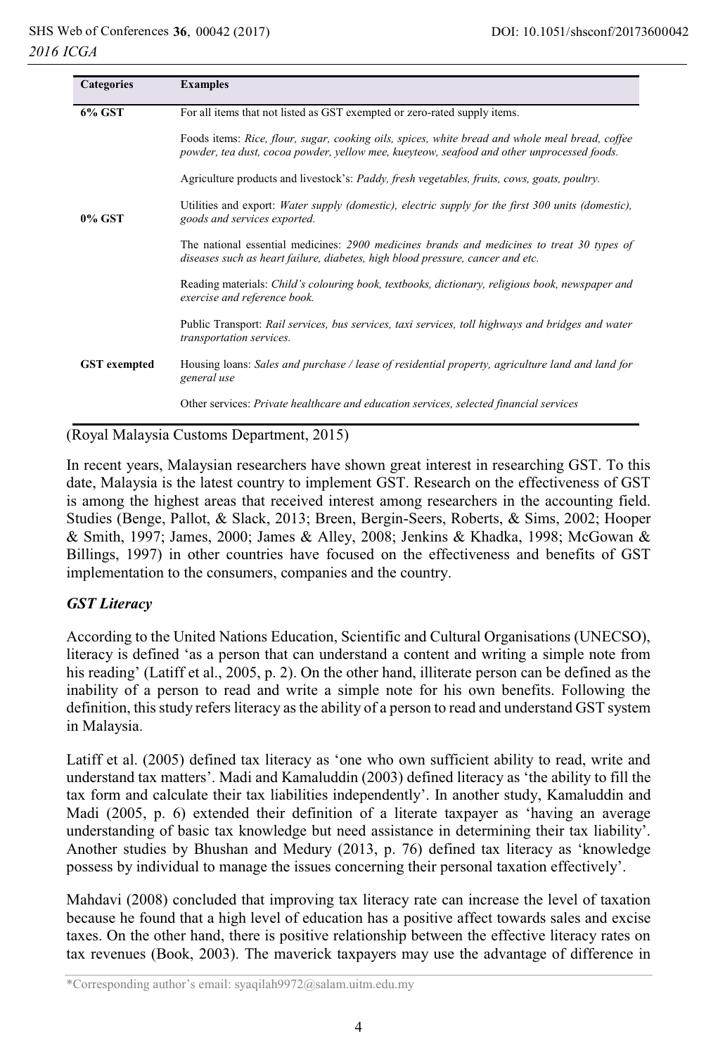| Categories | Examples |
|---|---|
| **6% GST** | For all items that not listed as GST exempted or zero-rated supply items. |
| **0% GST** | Foods items: *Rice, flour, sugar, cooking oils, spices, white bread and whole meal bread, coffee powder, tea dust, cocoa powder, yellow mee, kueyteow, seafood and other unprocessed foods.* |
| | Agriculture products and livestock's: *Paddy, fresh vegetables, fruits, cows, goats, poultry.* |
| | Utilities and export: *Water supply (domestic), electric supply for the first 300 units (domestic), goods and services exported.* |
| | The national essential medicines: *2900 medicines brands and medicines to treat 30 types of diseases such as heart failure, diabetes, high blood pressure, cancer and etc.* |
| | Reading materials: *Child's colouring book, textbooks, dictionary, religious book, newspaper and exercise and reference book.* |
| | Public Transport: *Rail services, bus services, taxi services, toll highways and bridges and water transportation services.* |
| **GST exempted** | Housing loans: *Sales and purchase / lease of residential property, agriculture land and land for general use* |
| | Other services: *Private healthcare and education services, selected financial services* |

(Royal Malaysia Customs Department, 2015)

In recent years, Malaysian researchers have shown great interest in researching GST. To this date, Malaysia is the latest country to implement GST. Research on the effectiveness of GST is among the highest areas that received interest among researchers in the accounting field. Studies (Benge, Pallot, & Slack, 2013; Breen, Bergin-Seers, Roberts, & Sims, 2002; Hooper & Smith, 1997; James, 2000; James & Alley, 2008; Jenkins & Khadka, 1998; McGowan & Billings, 1997) in other countries have focused on the effectiveness and benefits of GST implementation to the consumers, companies and the country.

### *GST Literacy*

According to the United Nations Education, Scientific and Cultural Organisations (UNECSO), literacy is defined 'as a person that can understand a content and writing a simple note from his reading' (Latiff et al., 2005, p. 2). On the other hand, illiterate person can be defined as the inability of a person to read and write a simple note for his own benefits. Following the definition, this study refers literacy as the ability of a person to read and understand GST system in Malaysia.

Latiff et al. (2005) defined tax literacy as 'one who own sufficient ability to read, write and understand tax matters'. Madi and Kamaluddin (2003) defined literacy as 'the ability to fill the tax form and calculate their tax liabilities independently'. In another study, Kamaluddin and Madi (2005, p. 6) extended their definition of a literate taxpayer as 'having an average understanding of basic tax knowledge but need assistance in determining their tax liability'. Another studies by Bhushan and Medury (2013, p. 76) defined tax literacy as 'knowledge possess by individual to manage the issues concerning their personal taxation effectively'.

Mahdavi (2008) concluded that improving tax literacy rate can increase the level of taxation because he found that a high level of education has a positive affect towards sales and excise taxes. On the other hand, there is positive relationship between the effective literacy rates on tax revenues (Book, 2003). The maverick taxpayers may use the advantage of difference in

*Corresponding author's email: syaqilah9972@salam.uitm.edu.my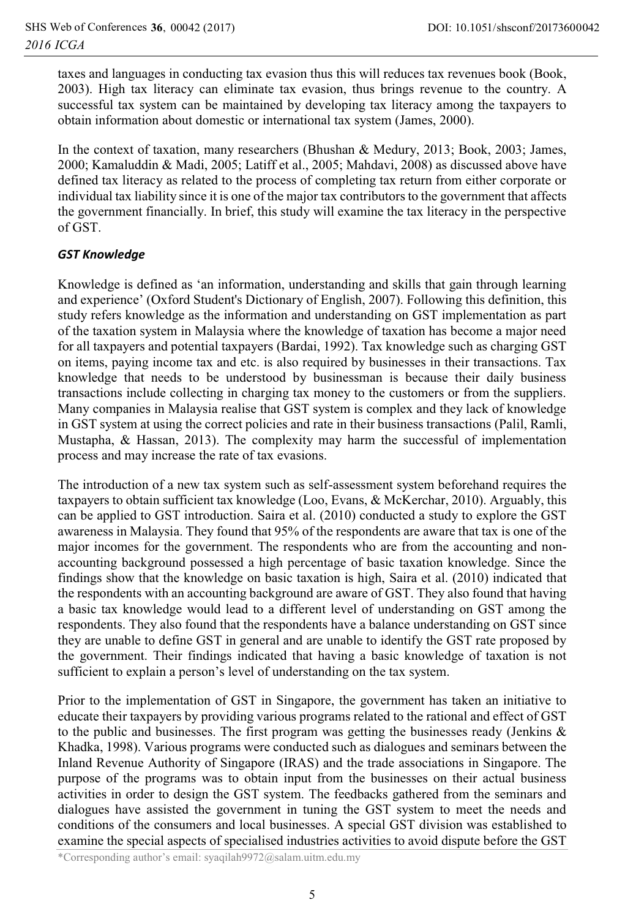taxes and languages in conducting tax evasion thus this will reduces tax revenues book (Book, 2003). High tax literacy can eliminate tax evasion, thus brings revenue to the country. A successful tax system can be maintained by developing tax literacy among the taxpayers to obtain information about domestic or international tax system (James, 2000).

In the context of taxation, many researchers (Bhushan & Medury, 2013; Book, 2003; James, 2000; Kamaluddin & Madi, 2005; Latiff et al., 2005; Mahdavi, 2008) as discussed above have defined tax literacy as related to the process of completing tax return from either corporate or individual tax liability since it is one of the major tax contributors to the government that affects the government financially. In brief, this study will examine the tax literacy in the perspective of GST.

### *GST Knowledge*

Knowledge is defined as 'an information, understanding and skills that gain through learning and experience' (Oxford Student's Dictionary of English, 2007). Following this definition, this study refers knowledge as the information and understanding on GST implementation as part of the taxation system in Malaysia where the knowledge of taxation has become a major need for all taxpayers and potential taxpayers (Bardai, 1992). Tax knowledge such as charging GST on items, paying income tax and etc. is also required by businesses in their transactions. Tax knowledge that needs to be understood by businessman is because their daily business transactions include collecting in charging tax money to the customers or from the suppliers. Many companies in Malaysia realise that GST system is complex and they lack of knowledge in GST system at using the correct policies and rate in their business transactions (Palil, Ramli, Mustapha, & Hassan, 2013). The complexity may harm the successful of implementation process and may increase the rate of tax evasions.

The introduction of a new tax system such as self-assessment system beforehand requires the taxpayers to obtain sufficient tax knowledge (Loo, Evans, & McKerchar, 2010). Arguably, this can be applied to GST introduction. Saira et al. (2010) conducted a study to explore the GST awareness in Malaysia. They found that 95% of the respondents are aware that tax is one of the major incomes for the government. The respondents who are from the accounting and non-accounting background possessed a high percentage of basic taxation knowledge. Since the findings show that the knowledge on basic taxation is high, Saira et al. (2010) indicated that the respondents with an accounting background are aware of GST. They also found that having a basic tax knowledge would lead to a different level of understanding on GST among the respondents. They also found that the respondents have a balance understanding on GST since they are unable to define GST in general and are unable to identify the GST rate proposed by the government. Their findings indicated that having a basic knowledge of taxation is not sufficient to explain a person's level of understanding on the tax system.

Prior to the implementation of GST in Singapore, the government has taken an initiative to educate their taxpayers by providing various programs related to the rational and effect of GST to the public and businesses. The first program was getting the businesses ready (Jenkins & Khadka, 1998). Various programs were conducted such as dialogues and seminars between the Inland Revenue Authority of Singapore (IRAS) and the trade associations in Singapore. The purpose of the programs was to obtain input from the businesses on their actual business activities in order to design the GST system. The feedbacks gathered from the seminars and dialogues have assisted the government in tuning the GST system to meet the needs and conditions of the consumers and local businesses. A special GST division was established to examine the special aspects of specialised industries activities to avoid dispute before the GST

*Corresponding author's email: syaqilah9972@salam.uitm.edu.my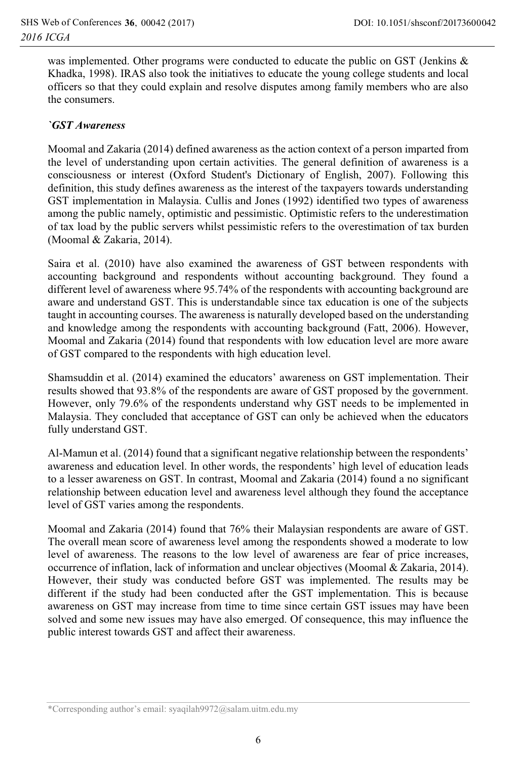was implemented. Other programs were conducted to educate the public on GST (Jenkins & Khadka, 1998). IRAS also took the initiatives to educate the young college students and local officers so that they could explain and resolve disputes among family members who are also the consumers.

### *`GST Awareness*

Moomal and Zakaria (2014) defined awareness as the action context of a person imparted from the level of understanding upon certain activities. The general definition of awareness is a consciousness or interest (Oxford Student's Dictionary of English, 2007). Following this definition, this study defines awareness as the interest of the taxpayers towards understanding GST implementation in Malaysia. Cullis and Jones (1992) identified two types of awareness among the public namely, optimistic and pessimistic. Optimistic refers to the underestimation of tax load by the public servers whilst pessimistic refers to the overestimation of tax burden (Moomal & Zakaria, 2014).

Saira et al. (2010) have also examined the awareness of GST between respondents with accounting background and respondents without accounting background. They found a different level of awareness where 95.74% of the respondents with accounting background are aware and understand GST. This is understandable since tax education is one of the subjects taught in accounting courses. The awareness is naturally developed based on the understanding and knowledge among the respondents with accounting background (Fatt, 2006). However, Moomal and Zakaria (2014) found that respondents with low education level are more aware of GST compared to the respondents with high education level.

Shamsuddin et al. (2014) examined the educators' awareness on GST implementation. Their results showed that 93.8% of the respondents are aware of GST proposed by the government. However, only 79.6% of the respondents understand why GST needs to be implemented in Malaysia. They concluded that acceptance of GST can only be achieved when the educators fully understand GST.

Al-Mamun et al. (2014) found that a significant negative relationship between the respondents' awareness and education level. In other words, the respondents' high level of education leads to a lesser awareness on GST. In contrast, Moomal and Zakaria (2014) found a no significant relationship between education level and awareness level although they found the acceptance level of GST varies among the respondents.

Moomal and Zakaria (2014) found that 76% their Malaysian respondents are aware of GST. The overall mean score of awareness level among the respondents showed a moderate to low level of awareness. The reasons to the low level of awareness are fear of price increases, occurrence of inflation, lack of information and unclear objectives (Moomal & Zakaria, 2014). However, their study was conducted before GST was implemented. The results may be different if the study had been conducted after the GST implementation. This is because awareness on GST may increase from time to time since certain GST issues may have been solved and some new issues may have also emerged. Of consequence, this may influence the public interest towards GST and affect their awareness.

*Corresponding author's email: syaqilah9972@salam.uitm.edu.my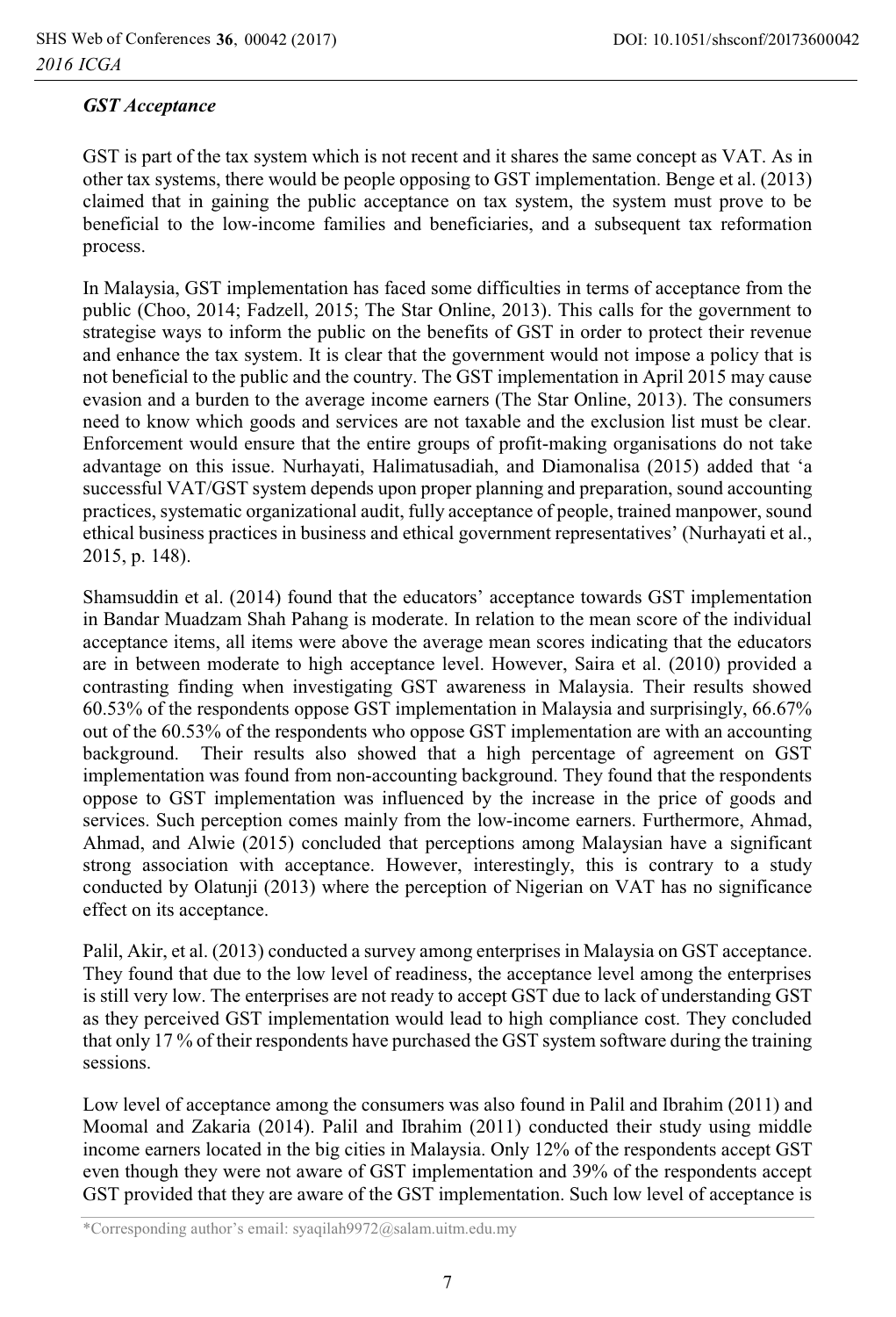### *GST Acceptance*

GST is part of the tax system which is not recent and it shares the same concept as VAT. As in other tax systems, there would be people opposing to GST implementation. Benge et al. (2013) claimed that in gaining the public acceptance on tax system, the system must prove to be beneficial to the low-income families and beneficiaries, and a subsequent tax reformation process.

In Malaysia, GST implementation has faced some difficulties in terms of acceptance from the public (Choo, 2014; Fadzell, 2015; The Star Online, 2013). This calls for the government to strategise ways to inform the public on the benefits of GST in order to protect their revenue and enhance the tax system. It is clear that the government would not impose a policy that is not beneficial to the public and the country. The GST implementation in April 2015 may cause evasion and a burden to the average income earners (The Star Online, 2013). The consumers need to know which goods and services are not taxable and the exclusion list must be clear. Enforcement would ensure that the entire groups of profit-making organisations do not take advantage on this issue. Nurhayati, Halimatusadiah, and Diamonalisa (2015) added that 'a successful VAT/GST system depends upon proper planning and preparation, sound accounting practices, systematic organizational audit, fully acceptance of people, trained manpower, sound ethical business practices in business and ethical government representatives' (Nurhayati et al., 2015, p. 148).

Shamsuddin et al. (2014) found that the educators' acceptance towards GST implementation in Bandar Muadzam Shah Pahang is moderate. In relation to the mean score of the individual acceptance items, all items were above the average mean scores indicating that the educators are in between moderate to high acceptance level. However, Saira et al. (2010) provided a contrasting finding when investigating GST awareness in Malaysia. Their results showed 60.53% of the respondents oppose GST implementation in Malaysia and surprisingly, 66.67% out of the 60.53% of the respondents who oppose GST implementation are with an accounting background. Their results also showed that a high percentage of agreement on GST implementation was found from non-accounting background. They found that the respondents oppose to GST implementation was influenced by the increase in the price of goods and services. Such perception comes mainly from the low-income earners. Furthermore, Ahmad, Ahmad, and Alwie (2015) concluded that perceptions among Malaysian have a significant strong association with acceptance. However, interestingly, this is contrary to a study conducted by Olatunji (2013) where the perception of Nigerian on VAT has no significance effect on its acceptance.

Palil, Akir, et al. (2013) conducted a survey among enterprises in Malaysia on GST acceptance. They found that due to the low level of readiness, the acceptance level among the enterprises is still very low. The enterprises are not ready to accept GST due to lack of understanding GST as they perceived GST implementation would lead to high compliance cost. They concluded that only 17 % of their respondents have purchased the GST system software during the training sessions.

Low level of acceptance among the consumers was also found in Palil and Ibrahim (2011) and Moomal and Zakaria (2014). Palil and Ibrahim (2011) conducted their study using middle income earners located in the big cities in Malaysia. Only 12% of the respondents accept GST even though they were not aware of GST implementation and 39% of the respondents accept GST provided that they are aware of the GST implementation. Such low level of acceptance is

*Corresponding author's email: syaqilah9972@salam.uitm.edu.my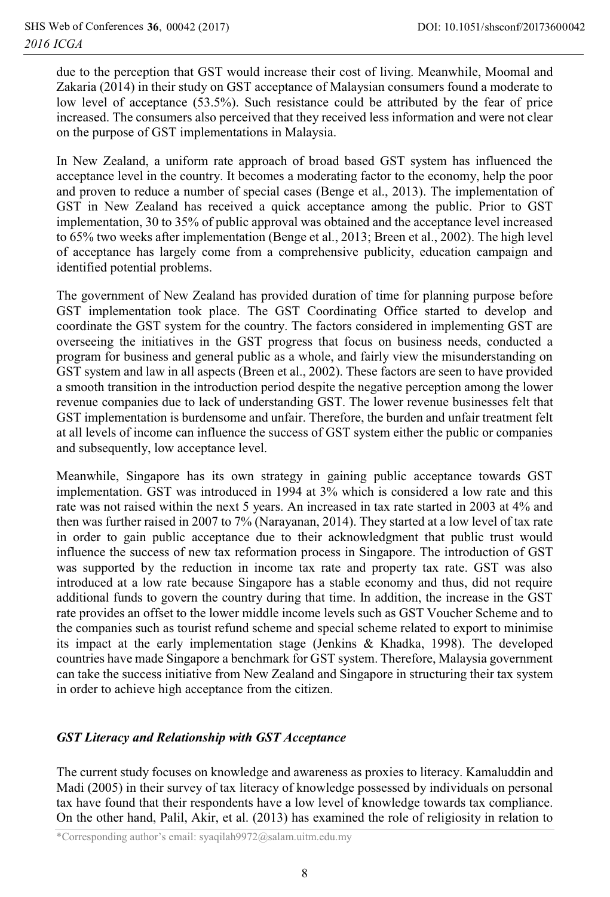due to the perception that GST would increase their cost of living. Meanwhile, Moomal and Zakaria (2014) in their study on GST acceptance of Malaysian consumers found a moderate to low level of acceptance (53.5%). Such resistance could be attributed by the fear of price increased. The consumers also perceived that they received less information and were not clear on the purpose of GST implementations in Malaysia.

In New Zealand, a uniform rate approach of broad based GST system has influenced the acceptance level in the country. It becomes a moderating factor to the economy, help the poor and proven to reduce a number of special cases (Benge et al., 2013). The implementation of GST in New Zealand has received a quick acceptance among the public. Prior to GST implementation, 30 to 35% of public approval was obtained and the acceptance level increased to 65% two weeks after implementation (Benge et al., 2013; Breen et al., 2002). The high level of acceptance has largely come from a comprehensive publicity, education campaign and identified potential problems.

The government of New Zealand has provided duration of time for planning purpose before GST implementation took place. The GST Coordinating Office started to develop and coordinate the GST system for the country. The factors considered in implementing GST are overseeing the initiatives in the GST progress that focus on business needs, conducted a program for business and general public as a whole, and fairly view the misunderstanding on GST system and law in all aspects (Breen et al., 2002). These factors are seen to have provided a smooth transition in the introduction period despite the negative perception among the lower revenue companies due to lack of understanding GST. The lower revenue businesses felt that GST implementation is burdensome and unfair. Therefore, the burden and unfair treatment felt at all levels of income can influence the success of GST system either the public or companies and subsequently, low acceptance level.

Meanwhile, Singapore has its own strategy in gaining public acceptance towards GST implementation. GST was introduced in 1994 at 3% which is considered a low rate and this rate was not raised within the next 5 years. An increased in tax rate started in 2003 at 4% and then was further raised in 2007 to 7% (Narayanan, 2014). They started at a low level of tax rate in order to gain public acceptance due to their acknowledgment that public trust would influence the success of new tax reformation process in Singapore. The introduction of GST was supported by the reduction in income tax rate and property tax rate. GST was also introduced at a low rate because Singapore has a stable economy and thus, did not require additional funds to govern the country during that time. In addition, the increase in the GST rate provides an offset to the lower middle income levels such as GST Voucher Scheme and to the companies such as tourist refund scheme and special scheme related to export to minimise its impact at the early implementation stage (Jenkins & Khadka, 1998). The developed countries have made Singapore a benchmark for GST system. Therefore, Malaysia government can take the success initiative from New Zealand and Singapore in structuring their tax system in order to achieve high acceptance from the citizen.

### *GST Literacy and Relationship with GST Acceptance*

The current study focuses on knowledge and awareness as proxies to literacy. Kamaluddin and Madi (2005) in their survey of tax literacy of knowledge possessed by individuals on personal tax have found that their respondents have a low level of knowledge towards tax compliance. On the other hand, Palil, Akir, et al. (2013) has examined the role of religiosity in relation to

\*Corresponding author's email: syaqilah9972@salam.uitm.edu.my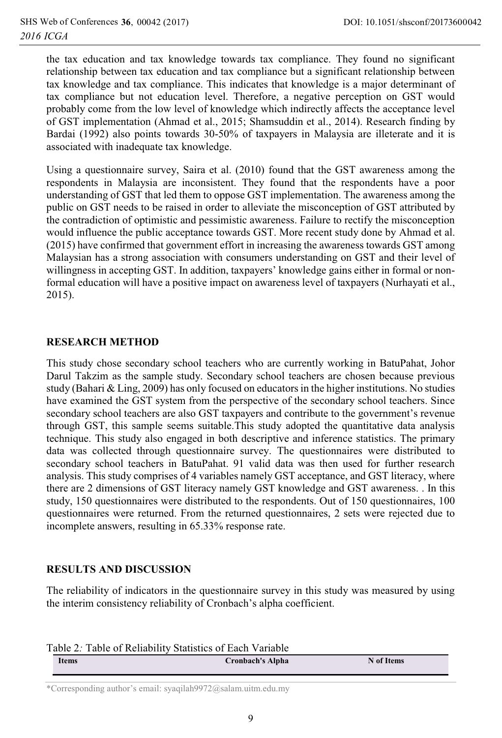the tax education and tax knowledge towards tax compliance. They found no significant relationship between tax education and tax compliance but a significant relationship between tax knowledge and tax compliance. This indicates that knowledge is a major determinant of tax compliance but not education level. Therefore, a negative perception on GST would probably come from the low level of knowledge which indirectly affects the acceptance level of GST implementation (Ahmad et al., 2015; Shamsuddin et al., 2014). Research finding by Bardai (1992) also points towards 30-50% of taxpayers in Malaysia are illeterate and it is associated with inadequate tax knowledge.

Using a questionnaire survey, Saira et al. (2010) found that the GST awareness among the respondents in Malaysia are inconsistent. They found that the respondents have a poor understanding of GST that led them to oppose GST implementation. The awareness among the public on GST needs to be raised in order to alleviate the misconception of GST attributed by the contradiction of optimistic and pessimistic awareness. Failure to rectify the misconception would influence the public acceptance towards GST. More recent study done by Ahmad et al. (2015) have confirmed that government effort in increasing the awareness towards GST among Malaysian has a strong association with consumers understanding on GST and their level of willingness in accepting GST. In addition, taxpayers' knowledge gains either in formal or non-formal education will have a positive impact on awareness level of taxpayers (Nurhayati et al., 2015).

## RESEARCH METHOD

This study chose secondary school teachers who are currently working in BatuPahat, Johor Darul Takzim as the sample study. Secondary school teachers are chosen because previous study (Bahari & Ling, 2009) has only focused on educators in the higher institutions. No studies have examined the GST system from the perspective of the secondary school teachers. Since secondary school teachers are also GST taxpayers and contribute to the government's revenue through GST, this sample seems suitable.This study adopted the quantitative data analysis technique. This study also engaged in both descriptive and inference statistics. The primary data was collected through questionnaire survey. The questionnaires were distributed to secondary school teachers in BatuPahat. 91 valid data was then used for further research analysis. This study comprises of 4 variables namely GST acceptance, and GST literacy, where there are 2 dimensions of GST literacy namely GST knowledge and GST awareness. . In this study, 150 questionnaires were distributed to the respondents. Out of 150 questionnaires, 100 questionnaires were returned. From the returned questionnaires, 2 sets were rejected due to incomplete answers, resulting in 65.33% response rate.

## RESULTS AND DISCUSSION

The reliability of indicators in the questionnaire survey in this study was measured by using the interim consistency reliability of Cronbach's alpha coefficient.

Table 2*:* Table of Reliability Statistics of Each Variable

| Items | Cronbach's Alpha | N of Items |
|---|---|---|

*Corresponding author's email: syaqilah9972@salam.uitm.edu.my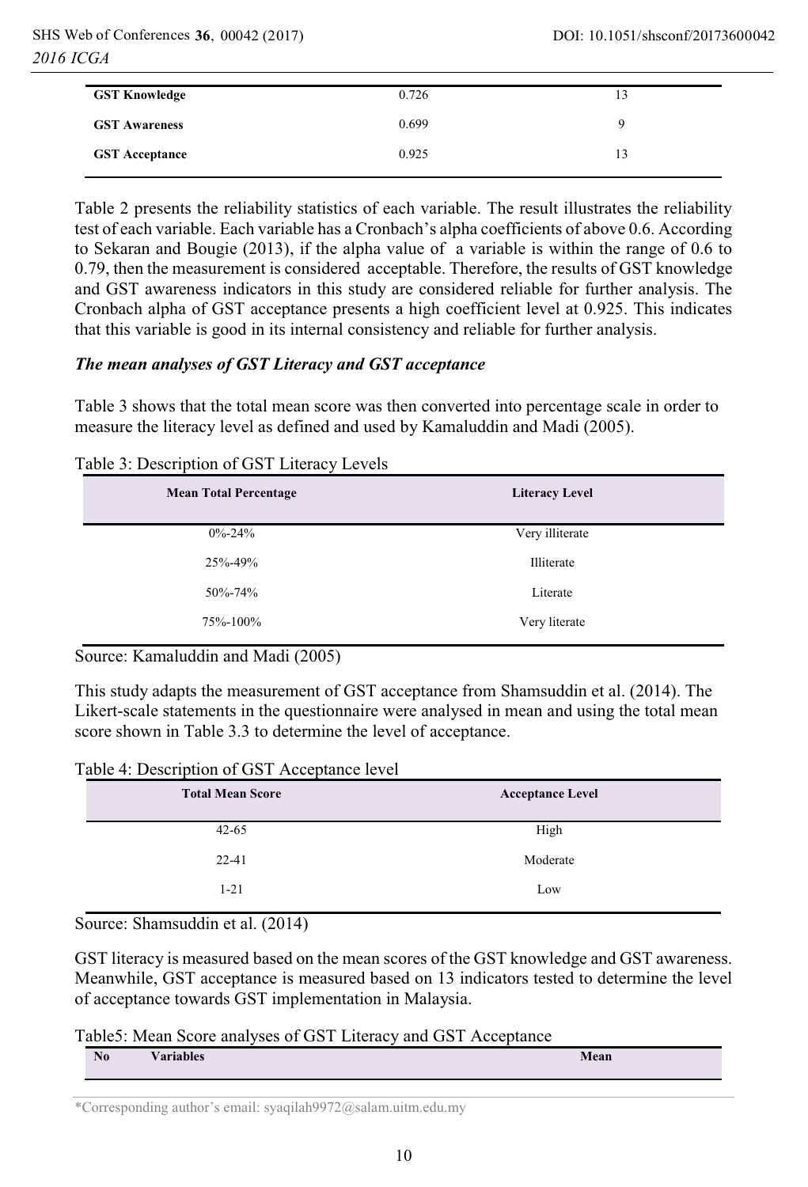| GST Knowledge | 0.726 | 13 |
|---|---|---|
| GST Awareness | 0.699 | 9 |
| GST Acceptance | 0.925 | 13 |

Table 2 presents the reliability statistics of each variable. The result illustrates the reliability test of each variable. Each variable has a Cronbach's alpha coefficients of above 0.6. According to Sekaran and Bougie (2013), if the alpha value of a variable is within the range of 0.6 to 0.79, then the measurement is considered acceptable. Therefore, the results of GST knowledge and GST awareness indicators in this study are considered reliable for further analysis. The Cronbach alpha of GST acceptance presents a high coefficient level at 0.925. This indicates that this variable is good in its internal consistency and reliable for further analysis.

***The mean analyses of GST Literacy and GST acceptance***

Table 3 shows that the total mean score was then converted into percentage scale in order to measure the literacy level as defined and used by Kamaluddin and Madi (2005).

Table 3: Description of GST Literacy Levels

| Mean Total Percentage | Literacy Level |
|---|---|
| 0%-24% | Very illiterate |
| 25%-49% | Illiterate |
| 50%-74% | Literate |
| 75%-100% | Very literate |

Source: Kamaluddin and Madi (2005)

This study adapts the measurement of GST acceptance from Shamsuddin et al. (2014). The Likert-scale statements in the questionnaire were analysed in mean and using the total mean score shown in Table 3.3 to determine the level of acceptance.

Table 4: Description of GST Acceptance level

| Total Mean Score | Acceptance Level |
|---|---|
| 42-65 | High |
| 22-41 | Moderate |
| 1-21 | Low |

Source: Shamsuddin et al. (2014)

GST literacy is measured based on the mean scores of the GST knowledge and GST awareness. Meanwhile, GST acceptance is measured based on 13 indicators tested to determine the level of acceptance towards GST implementation in Malaysia.

Table5: Mean Score analyses of GST Literacy and GST Acceptance

| No | Variables | Mean |
|---|---|---|

*Corresponding author's email: syaqilah9972@salam.uitm.edu.my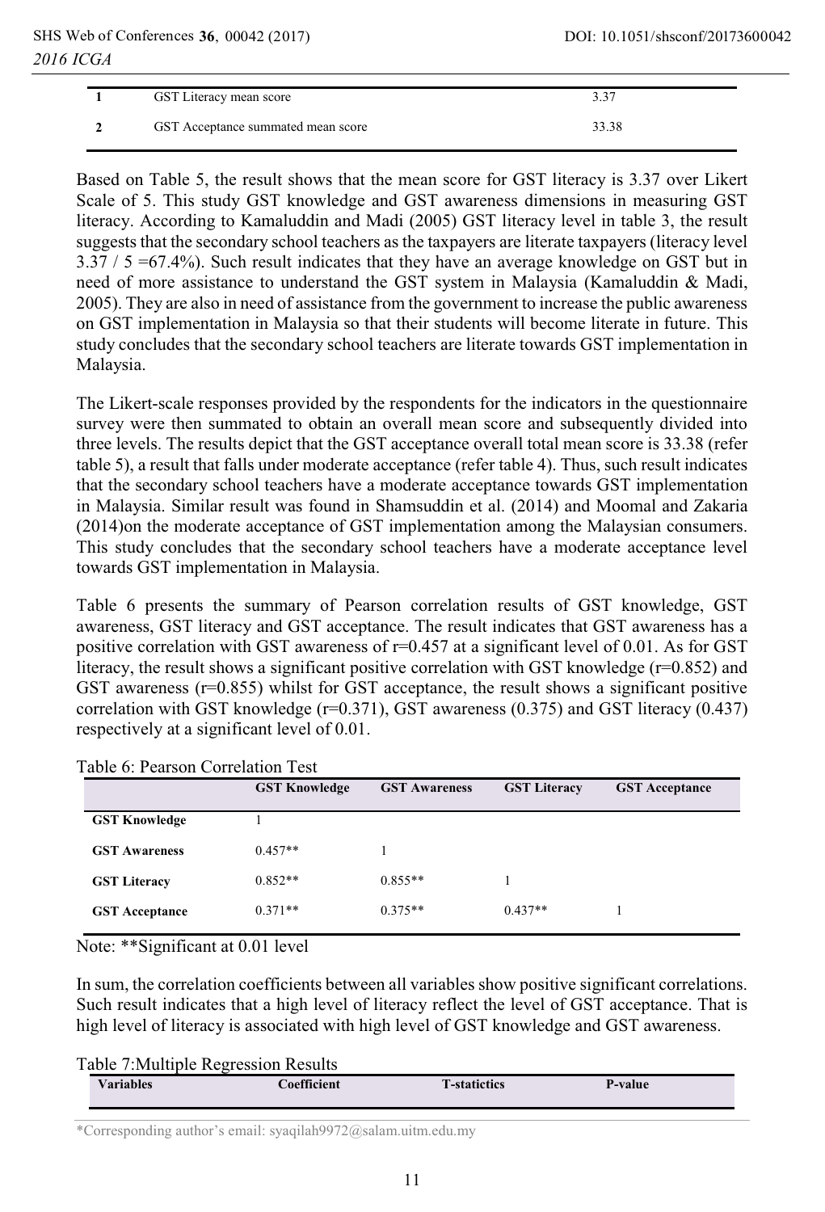| | | |
|---|---|---|
| **1** | GST Literacy mean score | 3.37 |
| **2** | GST Acceptance summated mean score | 33.38 |

Based on Table 5, the result shows that the mean score for GST literacy is 3.37 over Likert Scale of 5. This study GST knowledge and GST awareness dimensions in measuring GST literacy. According to Kamaluddin and Madi (2005) GST literacy level in table 3, the result suggests that the secondary school teachers as the taxpayers are literate taxpayers (literacy level 3.37 / 5 =67.4%). Such result indicates that they have an average knowledge on GST but in need of more assistance to understand the GST system in Malaysia (Kamaluddin & Madi, 2005). They are also in need of assistance from the government to increase the public awareness on GST implementation in Malaysia so that their students will become literate in future. This study concludes that the secondary school teachers are literate towards GST implementation in Malaysia.

The Likert-scale responses provided by the respondents for the indicators in the questionnaire survey were then summated to obtain an overall mean score and subsequently divided into three levels. The results depict that the GST acceptance overall total mean score is 33.38 (refer table 5), a result that falls under moderate acceptance (refer table 4). Thus, such result indicates that the secondary school teachers have a moderate acceptance towards GST implementation in Malaysia. Similar result was found in Shamsuddin et al. (2014) and Moomal and Zakaria (2014)on the moderate acceptance of GST implementation among the Malaysian consumers. This study concludes that the secondary school teachers have a moderate acceptance level towards GST implementation in Malaysia.

Table 6 presents the summary of Pearson correlation results of GST knowledge, GST awareness, GST literacy and GST acceptance. The result indicates that GST awareness has a positive correlation with GST awareness of r=0.457 at a significant level of 0.01. As for GST literacy, the result shows a significant positive correlation with GST knowledge (r=0.852) and GST awareness (r=0.855) whilst for GST acceptance, the result shows a significant positive correlation with GST knowledge (r=0.371), GST awareness (0.375) and GST literacy (0.437) respectively at a significant level of 0.01.

Table 6: Pearson Correlation Test

| | **GST Knowledge** | **GST Awareness** | **GST Literacy** | **GST Acceptance** |
|---|---|---|---|---|
| **GST Knowledge** | 1 | | | |
| **GST Awareness** | 0.457** | 1 | | |
| **GST Literacy** | 0.852** | 0.855** | 1 | |
| **GST Acceptance** | 0.371** | 0.375** | 0.437** | 1 |

Note: **Significant at 0.01 level

In sum, the correlation coefficients between all variables show positive significant correlations. Such result indicates that a high level of literacy reflect the level of GST acceptance. That is high level of literacy is associated with high level of GST knowledge and GST awareness.

Table 7:Multiple Regression Results

| **Variables** | **Coefficient** | **T-statictics** | **P-value** |
|---|---|---|---|

*Corresponding author's email: syaqilah9972@salam.uitm.edu.my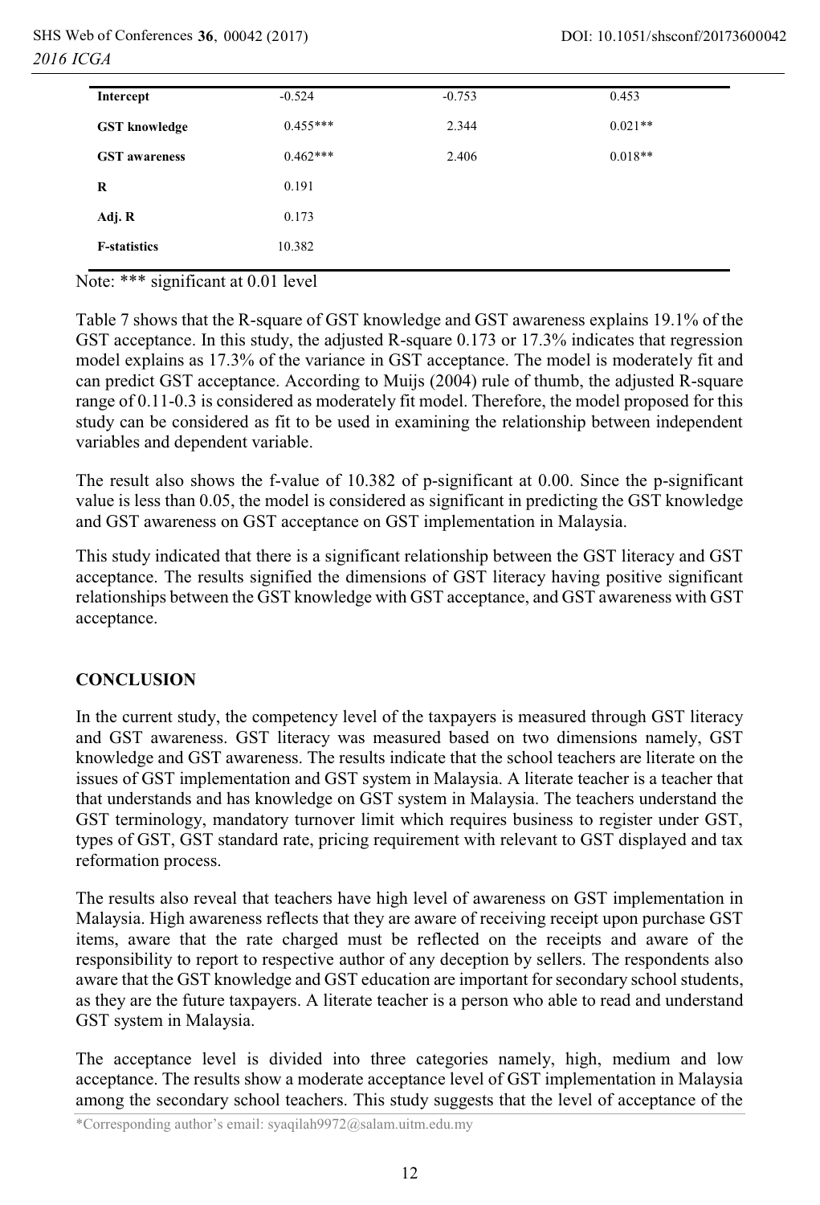| | | | |
|---|---|---|---|
| **Intercept** | -0.524 | -0.753 | 0.453 |
| **GST knowledge** | 0.455*** | 2.344 | 0.021** |
| **GST awareness** | 0.462*** | 2.406 | 0.018** |
| **R** | 0.191 | | |
| **Adj. R** | 0.173 | | |
| **F-statistics** | 10.382 | | |

Note: *** significant at 0.01 level

Table 7 shows that the R-square of GST knowledge and GST awareness explains 19.1% of the GST acceptance. In this study, the adjusted R-square 0.173 or 17.3% indicates that regression model explains as 17.3% of the variance in GST acceptance. The model is moderately fit and can predict GST acceptance. According to Muijs (2004) rule of thumb, the adjusted R-square range of 0.11-0.3 is considered as moderately fit model. Therefore, the model proposed for this study can be considered as fit to be used in examining the relationship between independent variables and dependent variable.

The result also shows the f-value of 10.382 of p-significant at 0.00. Since the p-significant value is less than 0.05, the model is considered as significant in predicting the GST knowledge and GST awareness on GST acceptance on GST implementation in Malaysia.

This study indicated that there is a significant relationship between the GST literacy and GST acceptance. The results signified the dimensions of GST literacy having positive significant relationships between the GST knowledge with GST acceptance, and GST awareness with GST acceptance.

## CONCLUSION

In the current study, the competency level of the taxpayers is measured through GST literacy and GST awareness. GST literacy was measured based on two dimensions namely, GST knowledge and GST awareness. The results indicate that the school teachers are literate on the issues of GST implementation and GST system in Malaysia. A literate teacher is a teacher that that understands and has knowledge on GST system in Malaysia. The teachers understand the GST terminology, mandatory turnover limit which requires business to register under GST, types of GST, GST standard rate, pricing requirement with relevant to GST displayed and tax reformation process.

The results also reveal that teachers have high level of awareness on GST implementation in Malaysia. High awareness reflects that they are aware of receiving receipt upon purchase GST items, aware that the rate charged must be reflected on the receipts and aware of the responsibility to report to respective author of any deception by sellers. The respondents also aware that the GST knowledge and GST education are important for secondary school students, as they are the future taxpayers. A literate teacher is a person who able to read and understand GST system in Malaysia.

The acceptance level is divided into three categories namely, high, medium and low acceptance. The results show a moderate acceptance level of GST implementation in Malaysia among the secondary school teachers. This study suggests that the level of acceptance of the

*Corresponding author's email: syaqilah9972@salam.uitm.edu.my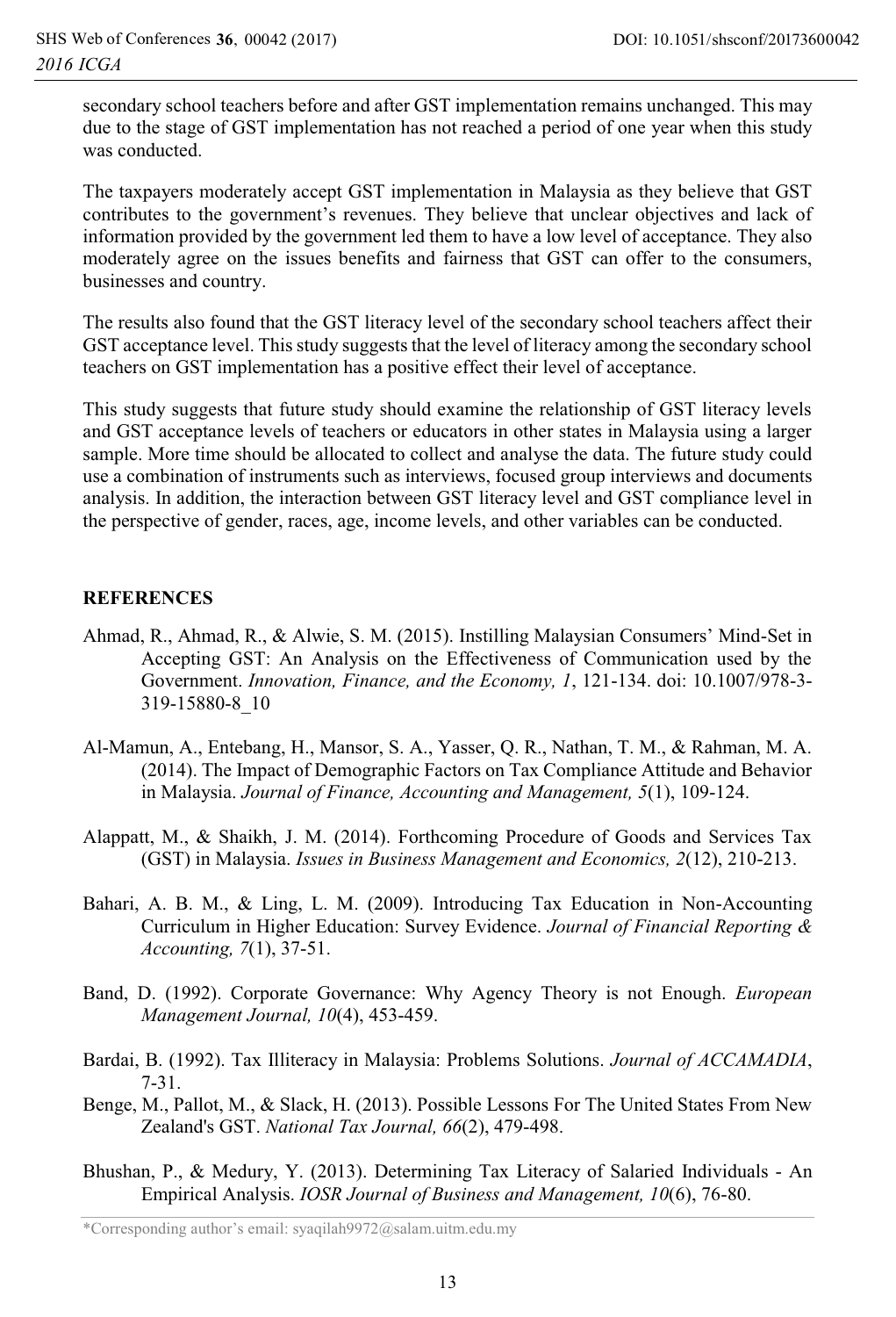secondary school teachers before and after GST implementation remains unchanged. This may due to the stage of GST implementation has not reached a period of one year when this study was conducted.

The taxpayers moderately accept GST implementation in Malaysia as they believe that GST contributes to the government's revenues. They believe that unclear objectives and lack of information provided by the government led them to have a low level of acceptance. They also moderately agree on the issues benefits and fairness that GST can offer to the consumers, businesses and country.

The results also found that the GST literacy level of the secondary school teachers affect their GST acceptance level. This study suggests that the level of literacy among the secondary school teachers on GST implementation has a positive effect their level of acceptance.

This study suggests that future study should examine the relationship of GST literacy levels and GST acceptance levels of teachers or educators in other states in Malaysia using a larger sample. More time should be allocated to collect and analyse the data. The future study could use a combination of instruments such as interviews, focused group interviews and documents analysis. In addition, the interaction between GST literacy level and GST compliance level in the perspective of gender, races, age, income levels, and other variables can be conducted.

## REFERENCES

Ahmad, R., Ahmad, R., & Alwie, S. M. (2015). Instilling Malaysian Consumers' Mind-Set in Accepting GST: An Analysis on the Effectiveness of Communication used by the Government. *Innovation, Finance, and the Economy, 1*, 121-134. doi: 10.1007/978-3-319-15880-8_10

Al-Mamun, A., Entebang, H., Mansor, S. A., Yasser, Q. R., Nathan, T. M., & Rahman, M. A. (2014). The Impact of Demographic Factors on Tax Compliance Attitude and Behavior in Malaysia. *Journal of Finance, Accounting and Management, 5*(1), 109-124.

Alappatt, M., & Shaikh, J. M. (2014). Forthcoming Procedure of Goods and Services Tax (GST) in Malaysia. *Issues in Business Management and Economics, 2*(12), 210-213.

Bahari, A. B. M., & Ling, L. M. (2009). Introducing Tax Education in Non-Accounting Curriculum in Higher Education: Survey Evidence. *Journal of Financial Reporting & Accounting, 7*(1), 37-51.

Band, D. (1992). Corporate Governance: Why Agency Theory is not Enough. *European Management Journal, 10*(4), 453-459.

Bardai, B. (1992). Tax Illiteracy in Malaysia: Problems Solutions. *Journal of ACCAMADIA*, 7-31.

Benge, M., Pallot, M., & Slack, H. (2013). Possible Lessons For The United States From New Zealand's GST. *National Tax Journal, 66*(2), 479-498.

Bhushan, P., & Medury, Y. (2013). Determining Tax Literacy of Salaried Individuals - An Empirical Analysis. *IOSR Journal of Business and Management, 10*(6), 76-80.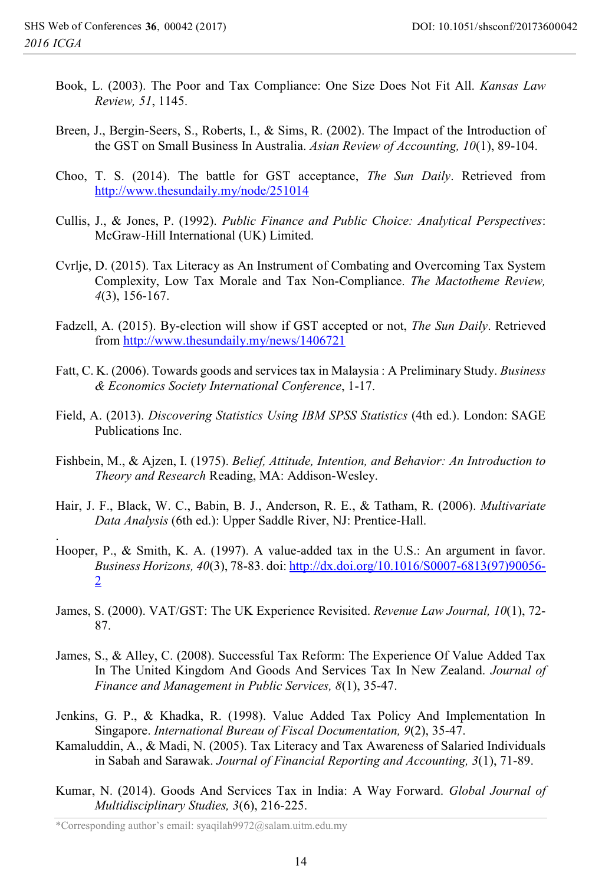Book, L. (2003). The Poor and Tax Compliance: One Size Does Not Fit All. *Kansas Law Review, 51*, 1145.

Breen, J., Bergin-Seers, S., Roberts, I., & Sims, R. (2002). The Impact of the Introduction of the GST on Small Business In Australia. *Asian Review of Accounting, 10*(1), 89-104.

Choo, T. S. (2014). The battle for GST acceptance, *The Sun Daily*. Retrieved from http://www.thesundaily.my/node/251014

Cullis, J., & Jones, P. (1992). *Public Finance and Public Choice: Analytical Perspectives*: McGraw-Hill International (UK) Limited.

Cvrlje, D. (2015). Tax Literacy as An Instrument of Combating and Overcoming Tax System Complexity, Low Tax Morale and Tax Non-Compliance. *The Mactotheme Review, 4*(3), 156-167.

Fadzell, A. (2015). By-election will show if GST accepted or not, *The Sun Daily*. Retrieved from http://www.thesundaily.my/news/1406721

Fatt, C. K. (2006). Towards goods and services tax in Malaysia : A Preliminary Study. *Business & Economics Society International Conference*, 1-17.

Field, A. (2013). *Discovering Statistics Using IBM SPSS Statistics* (4th ed.). London: SAGE Publications Inc.

Fishbein, M., & Ajzen, I. (1975). *Belief, Attitude, Intention, and Behavior: An Introduction to Theory and Research* Reading, MA: Addison-Wesley.

Hair, J. F., Black, W. C., Babin, B. J., Anderson, R. E., & Tatham, R. (2006). *Multivariate Data Analysis* (6th ed.): Upper Saddle River, NJ: Prentice-Hall.

Hooper, P., & Smith, K. A. (1997). A value-added tax in the U.S.: An argument in favor. *Business Horizons, 40*(3), 78-83. doi: http://dx.doi.org/10.1016/S0007-6813(97)90056-2

James, S. (2000). VAT/GST: The UK Experience Revisited. *Revenue Law Journal, 10*(1), 72-87.

James, S., & Alley, C. (2008). Successful Tax Reform: The Experience Of Value Added Tax In The United Kingdom And Goods And Services Tax In New Zealand. *Journal of Finance and Management in Public Services, 8*(1), 35-47.

Jenkins, G. P., & Khadka, R. (1998). Value Added Tax Policy And Implementation In Singapore. *International Bureau of Fiscal Documentation, 9*(2), 35-47.

Kamaluddin, A., & Madi, N. (2005). Tax Literacy and Tax Awareness of Salaried Individuals in Sabah and Sarawak. *Journal of Financial Reporting and Accounting, 3*(1), 71-89.

Kumar, N. (2014). Goods And Services Tax in India: A Way Forward. *Global Journal of Multidisciplinary Studies, 3*(6), 216-225.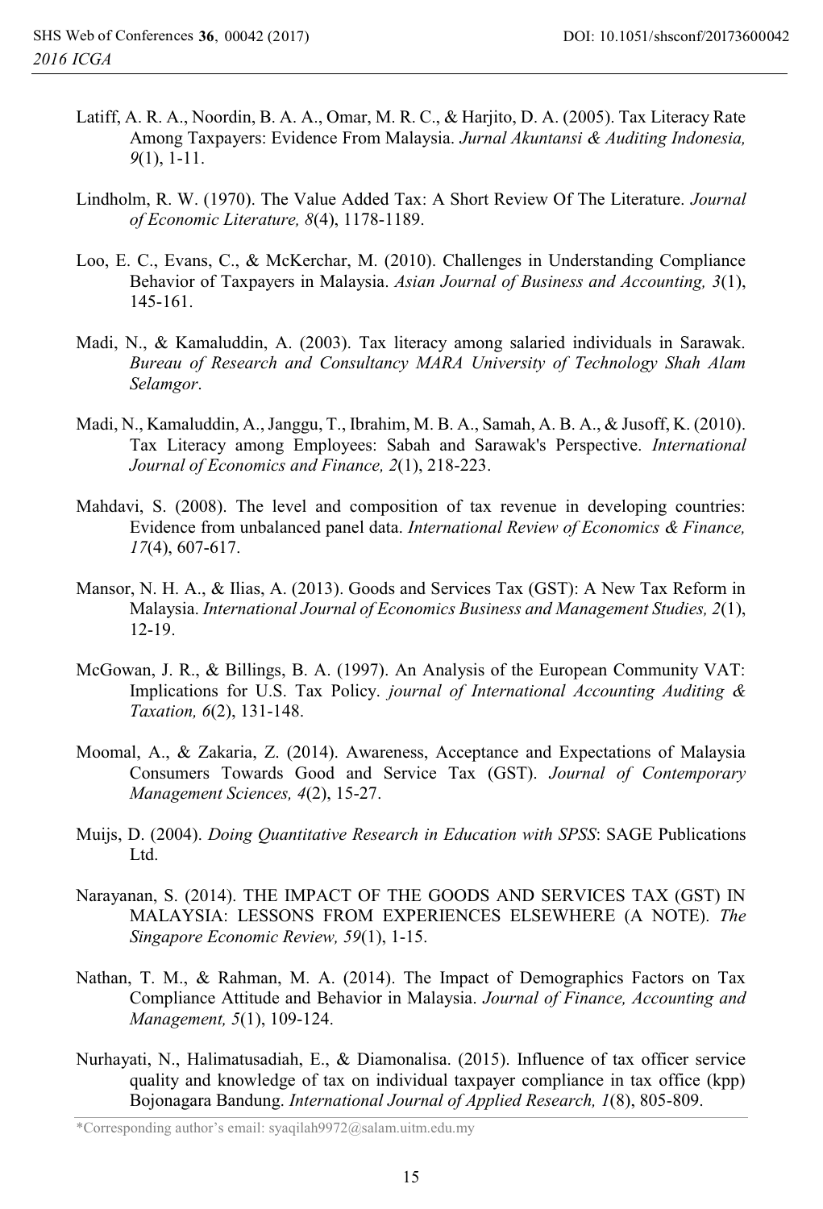Latiff, A. R. A., Noordin, B. A. A., Omar, M. R. C., & Harjito, D. A. (2005). Tax Literacy Rate Among Taxpayers: Evidence From Malaysia. *Jurnal Akuntansi & Auditing Indonesia, 9*(1), 1-11.

Lindholm, R. W. (1970). The Value Added Tax: A Short Review Of The Literature. *Journal of Economic Literature, 8*(4), 1178-1189.

Loo, E. C., Evans, C., & McKerchar, M. (2010). Challenges in Understanding Compliance Behavior of Taxpayers in Malaysia. *Asian Journal of Business and Accounting, 3*(1), 145-161.

Madi, N., & Kamaluddin, A. (2003). Tax literacy among salaried individuals in Sarawak. *Bureau of Research and Consultancy MARA University of Technology Shah Alam Selamgor*.

Madi, N., Kamaluddin, A., Janggu, T., Ibrahim, M. B. A., Samah, A. B. A., & Jusoff, K. (2010). Tax Literacy among Employees: Sabah and Sarawak's Perspective. *International Journal of Economics and Finance, 2*(1), 218-223.

Mahdavi, S. (2008). The level and composition of tax revenue in developing countries: Evidence from unbalanced panel data. *International Review of Economics & Finance, 17*(4), 607-617.

Mansor, N. H. A., & Ilias, A. (2013). Goods and Services Tax (GST): A New Tax Reform in Malaysia. *International Journal of Economics Business and Management Studies, 2*(1), 12-19.

McGowan, J. R., & Billings, B. A. (1997). An Analysis of the European Community VAT: Implications for U.S. Tax Policy. *journal of International Accounting Auditing & Taxation, 6*(2), 131-148.

Moomal, A., & Zakaria, Z. (2014). Awareness, Acceptance and Expectations of Malaysia Consumers Towards Good and Service Tax (GST). *Journal of Contemporary Management Sciences, 4*(2), 15-27.

Muijs, D. (2004). *Doing Quantitative Research in Education with SPSS*: SAGE Publications Ltd.

Narayanan, S. (2014). THE IMPACT OF THE GOODS AND SERVICES TAX (GST) IN MALAYSIA: LESSONS FROM EXPERIENCES ELSEWHERE (A NOTE). *The Singapore Economic Review, 59*(1), 1-15.

Nathan, T. M., & Rahman, M. A. (2014). The Impact of Demographics Factors on Tax Compliance Attitude and Behavior in Malaysia. *Journal of Finance, Accounting and Management, 5*(1), 109-124.

Nurhayati, N., Halimatusadiah, E., & Diamonalisa. (2015). Influence of tax officer service quality and knowledge of tax on individual taxpayer compliance in tax office (kpp) Bojonagara Bandung. *International Journal of Applied Research, 1*(8), 805-809.

*Corresponding author's email: syaqilah9972@salam.uitm.edu.my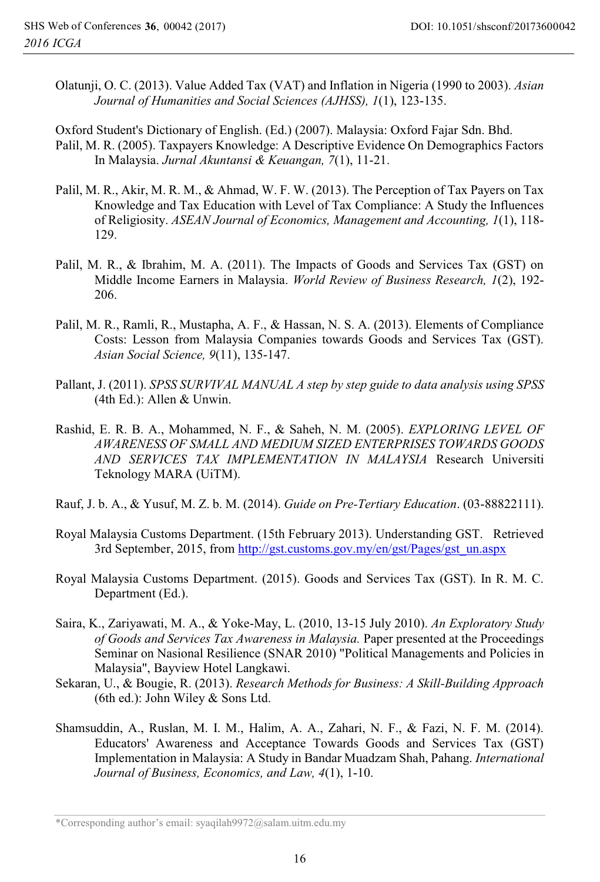Olatunji, O. C. (2013). Value Added Tax (VAT) and Inflation in Nigeria (1990 to 2003). *Asian Journal of Humanities and Social Sciences (AJHSS), 1*(1), 123-135.

Oxford Student's Dictionary of English. (Ed.) (2007). Malaysia: Oxford Fajar Sdn. Bhd.

Palil, M. R. (2005). Taxpayers Knowledge: A Descriptive Evidence On Demographics Factors In Malaysia. *Jurnal Akuntansi & Keuangan, 7*(1), 11-21.

Palil, M. R., Akir, M. R. M., & Ahmad, W. F. W. (2013). The Perception of Tax Payers on Tax Knowledge and Tax Education with Level of Tax Compliance: A Study the Influences of Religiosity. *ASEAN Journal of Economics, Management and Accounting, 1*(1), 118-129.

Palil, M. R., & Ibrahim, M. A. (2011). The Impacts of Goods and Services Tax (GST) on Middle Income Earners in Malaysia. *World Review of Business Research, 1*(2), 192-206.

Palil, M. R., Ramli, R., Mustapha, A. F., & Hassan, N. S. A. (2013). Elements of Compliance Costs: Lesson from Malaysia Companies towards Goods and Services Tax (GST). *Asian Social Science, 9*(11), 135-147.

Pallant, J. (2011). *SPSS SURVIVAL MANUAL A step by step guide to data analysis using SPSS* (4th Ed.): Allen & Unwin.

Rashid, E. R. B. A., Mohammed, N. F., & Saheh, N. M. (2005). *EXPLORING LEVEL OF AWARENESS OF SMALL AND MEDIUM SIZED ENTERPRISES TOWARDS GOODS AND SERVICES TAX IMPLEMENTATION IN MALAYSIA* Research Universiti Teknology MARA (UiTM).

Rauf, J. b. A., & Yusuf, M. Z. b. M. (2014). *Guide on Pre-Tertiary Education*. (03-88822111).

Royal Malaysia Customs Department. (15th February 2013). Understanding GST. Retrieved 3rd September, 2015, from http://gst.customs.gov.my/en/gst/Pages/gst_un.aspx

Royal Malaysia Customs Department. (2015). Goods and Services Tax (GST). In R. M. C. Department (Ed.).

Saira, K., Zariyawati, M. A., & Yoke-May, L. (2010, 13-15 July 2010). *An Exploratory Study of Goods and Services Tax Awareness in Malaysia.* Paper presented at the Proceedings Seminar on Nasional Resilience (SNAR 2010) "Political Managements and Policies in Malaysia", Bayview Hotel Langkawi.

Sekaran, U., & Bougie, R. (2013). *Research Methods for Business: A Skill-Building Approach* (6th ed.): John Wiley & Sons Ltd.

Shamsuddin, A., Ruslan, M. I. M., Halim, A. A., Zahari, N. F., & Fazi, N. F. M. (2014). Educators' Awareness and Acceptance Towards Goods and Services Tax (GST) Implementation in Malaysia: A Study in Bandar Muadzam Shah, Pahang. *International Journal of Business, Economics, and Law, 4*(1), 1-10.

*Corresponding author's email: syaqilah9972@salam.uitm.edu.my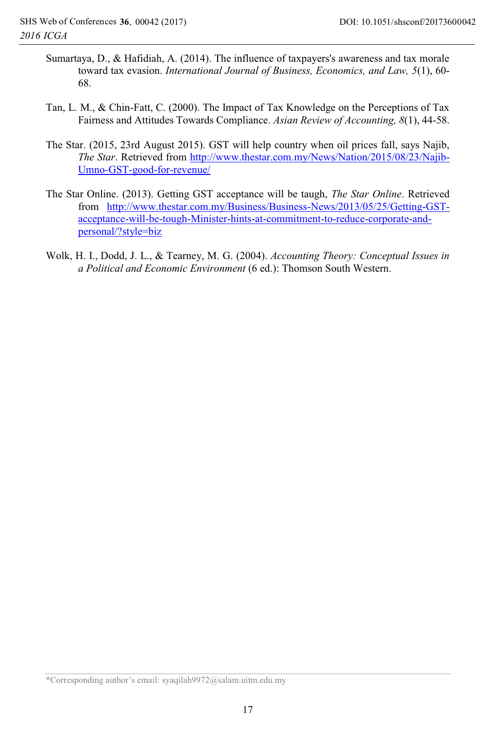Sumartaya, D., & Hafidiah, A. (2014). The influence of taxpayers's awareness and tax morale toward tax evasion. *International Journal of Business, Economics, and Law, 5*(1), 60-68.

Tan, L. M., & Chin-Fatt, C. (2000). The Impact of Tax Knowledge on the Perceptions of Tax Fairness and Attitudes Towards Compliance. *Asian Review of Accounting, 8*(1), 44-58.

The Star. (2015, 23rd August 2015). GST will help country when oil prices fall, says Najib, *The Star*. Retrieved from http://www.thestar.com.my/News/Nation/2015/08/23/Najib-Umno-GST-good-for-revenue/

The Star Online. (2013). Getting GST acceptance will be taugh, *The Star Online*. Retrieved from http://www.thestar.com.my/Business/Business-News/2013/05/25/Getting-GST-acceptance-will-be-tough-Minister-hints-at-commitment-to-reduce-corporate-and-personal/?style=biz

Wolk, H. I., Dodd, J. L., & Tearney, M. G. (2004). *Accounting Theory: Conceptual Issues in a Political and Economic Environment* (6 ed.): Thomson South Western.

*Corresponding author's email: syaqilah9972@salam.uitm.edu.my